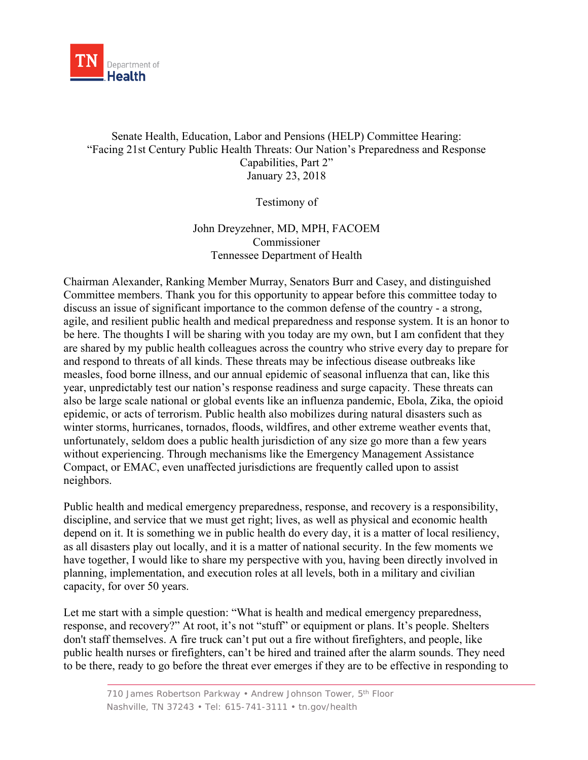TN Department of Health

Senate Health, Education, Labor and Pensions (HELP) Committee Hearing:
"Facing 21st Century Public Health Threats: Our Nation's Preparedness and Response Capabilities, Part 2"
January 23, 2018

Testimony of

John Dreyzehner, MD, MPH, FACOEM
Commissioner
Tennessee Department of Health

Chairman Alexander, Ranking Member Murray, Senators Burr and Casey, and distinguished Committee members. Thank you for this opportunity to appear before this committee today to discuss an issue of significant importance to the common defense of the country - a strong, agile, and resilient public health and medical preparedness and response system. It is an honor to be here. The thoughts I will be sharing with you today are my own, but I am confident that they are shared by my public health colleagues across the country who strive every day to prepare for and respond to threats of all kinds. These threats may be infectious disease outbreaks like measles, food borne illness, and our annual epidemic of seasonal influenza that can, like this year, unpredictably test our nation's response readiness and surge capacity. These threats can also be large scale national or global events like an influenza pandemic, Ebola, Zika, the opioid epidemic, or acts of terrorism. Public health also mobilizes during natural disasters such as winter storms, hurricanes, tornados, floods, wildfires, and other extreme weather events that, unfortunately, seldom does a public health jurisdiction of any size go more than a few years without experiencing. Through mechanisms like the Emergency Management Assistance Compact, or EMAC, even unaffected jurisdictions are frequently called upon to assist neighbors.

Public health and medical emergency preparedness, response, and recovery is a responsibility, discipline, and service that we must get right; lives, as well as physical and economic health depend on it. It is something we in public health do every day, it is a matter of local resiliency, as all disasters play out locally, and it is a matter of national security. In the few moments we have together, I would like to share my perspective with you, having been directly involved in planning, implementation, and execution roles at all levels, both in a military and civilian capacity, for over 50 years.

Let me start with a simple question: "What is health and medical emergency preparedness, response, and recovery?" At root, it's not "stuff" or equipment or plans. It's people. Shelters don't staff themselves. A fire truck can't put out a fire without firefighters, and people, like public health nurses or firefighters, can't be hired and trained after the alarm sounds. They need to be there, ready to go before the threat ever emerges if they are to be effective in responding to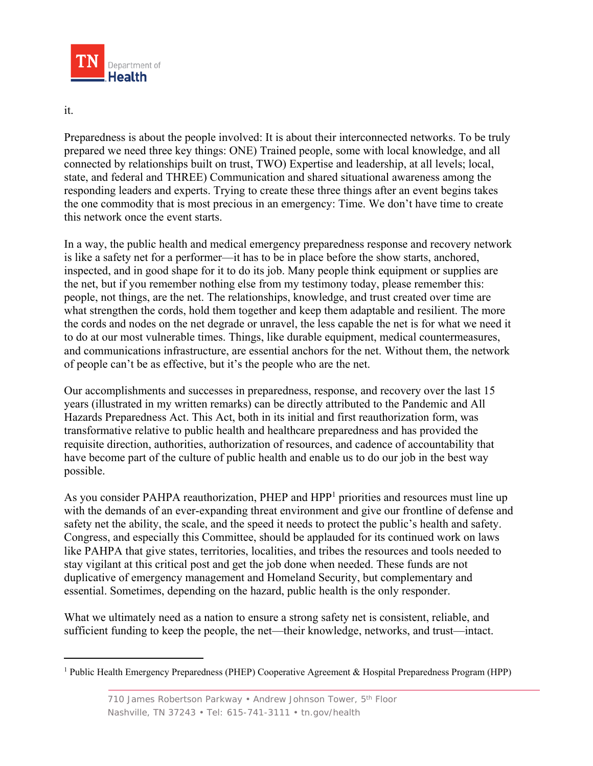it.

Preparedness is about the people involved: It is about their interconnected networks. To be truly prepared we need three key things: ONE) Trained people, some with local knowledge, and all connected by relationships built on trust, TWO) Expertise and leadership, at all levels; local, state, and federal and THREE) Communication and shared situational awareness among the responding leaders and experts. Trying to create these three things after an event begins takes the one commodity that is most precious in an emergency: Time. We don't have time to create this network once the event starts.

In a way, the public health and medical emergency preparedness response and recovery network is like a safety net for a performer—it has to be in place before the show starts, anchored, inspected, and in good shape for it to do its job. Many people think equipment or supplies are the net, but if you remember nothing else from my testimony today, please remember this: people, not things, are the net. The relationships, knowledge, and trust created over time are what strengthen the cords, hold them together and keep them adaptable and resilient. The more the cords and nodes on the net degrade or unravel, the less capable the net is for what we need it to do at our most vulnerable times. Things, like durable equipment, medical countermeasures, and communications infrastructure, are essential anchors for the net. Without them, the network of people can't be as effective, but it's the people who are the net.

Our accomplishments and successes in preparedness, response, and recovery over the last 15 years (illustrated in my written remarks) can be directly attributed to the Pandemic and All Hazards Preparedness Act. This Act, both in its initial and first reauthorization form, was transformative relative to public health and healthcare preparedness and has provided the requisite direction, authorities, authorization of resources, and cadence of accountability that have become part of the culture of public health and enable us to do our job in the best way possible.

As you consider PAHPA reauthorization, PHEP and HPP[1] priorities and resources must line up with the demands of an ever-expanding threat environment and give our frontline of defense and safety net the ability, the scale, and the speed it needs to protect the public's health and safety. Congress, and especially this Committee, should be applauded for its continued work on laws like PAHPA that give states, territories, localities, and tribes the resources and tools needed to stay vigilant at this critical post and get the job done when needed. These funds are not duplicative of emergency management and Homeland Security, but complementary and essential. Sometimes, depending on the hazard, public health is the only responder.

What we ultimately need as a nation to ensure a strong safety net is consistent, reliable, and sufficient funding to keep the people, the net—their knowledge, networks, and trust—intact.

---

[1] Public Health Emergency Preparedness (PHEP) Cooperative Agreement & Hospital Preparedness Program (HPP)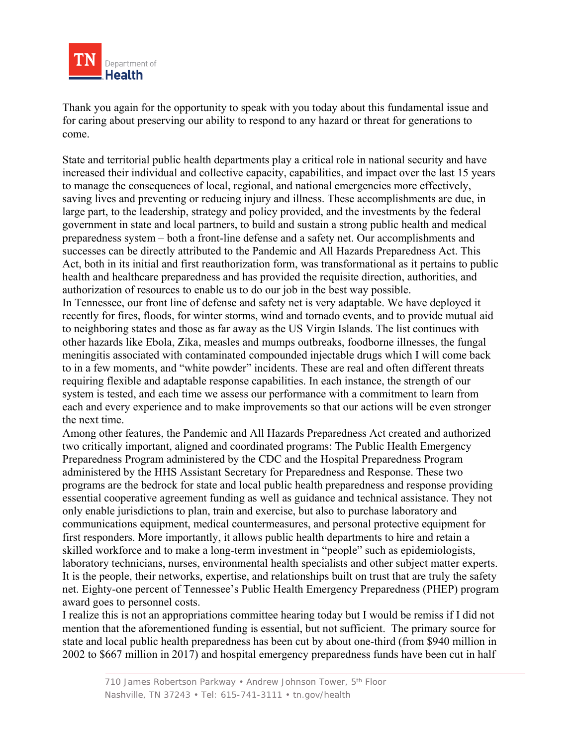Thank you again for the opportunity to speak with you today about this fundamental issue and for caring about preserving our ability to respond to any hazard or threat for generations to come.

State and territorial public health departments play a critical role in national security and have increased their individual and collective capacity, capabilities, and impact over the last 15 years to manage the consequences of local, regional, and national emergencies more effectively, saving lives and preventing or reducing injury and illness. These accomplishments are due, in large part, to the leadership, strategy and policy provided, and the investments by the federal government in state and local partners, to build and sustain a strong public health and medical preparedness system – both a front-line defense and a safety net. Our accomplishments and successes can be directly attributed to the Pandemic and All Hazards Preparedness Act. This Act, both in its initial and first reauthorization form, was transformational as it pertains to public health and healthcare preparedness and has provided the requisite direction, authorities, and authorization of resources to enable us to do our job in the best way possible.

In Tennessee, our front line of defense and safety net is very adaptable. We have deployed it recently for fires, floods, for winter storms, wind and tornado events, and to provide mutual aid to neighboring states and those as far away as the US Virgin Islands. The list continues with other hazards like Ebola, Zika, measles and mumps outbreaks, foodborne illnesses, the fungal meningitis associated with contaminated compounded injectable drugs which I will come back to in a few moments, and "white powder" incidents. These are real and often different threats requiring flexible and adaptable response capabilities. In each instance, the strength of our system is tested, and each time we assess our performance with a commitment to learn from each and every experience and to make improvements so that our actions will be even stronger the next time.

Among other features, the Pandemic and All Hazards Preparedness Act created and authorized two critically important, aligned and coordinated programs: The Public Health Emergency Preparedness Program administered by the CDC and the Hospital Preparedness Program administered by the HHS Assistant Secretary for Preparedness and Response. These two programs are the bedrock for state and local public health preparedness and response providing essential cooperative agreement funding as well as guidance and technical assistance. They not only enable jurisdictions to plan, train and exercise, but also to purchase laboratory and communications equipment, medical countermeasures, and personal protective equipment for first responders. More importantly, it allows public health departments to hire and retain a skilled workforce and to make a long-term investment in "people" such as epidemiologists, laboratory technicians, nurses, environmental health specialists and other subject matter experts. It is the people, their networks, expertise, and relationships built on trust that are truly the safety net. Eighty-one percent of Tennessee's Public Health Emergency Preparedness (PHEP) program award goes to personnel costs.

I realize this is not an appropriations committee hearing today but I would be remiss if I did not mention that the aforementioned funding is essential, but not sufficient. The primary source for state and local public health preparedness has been cut by about one-third (from $940 million in 2002 to $667 million in 2017) and hospital emergency preparedness funds have been cut in half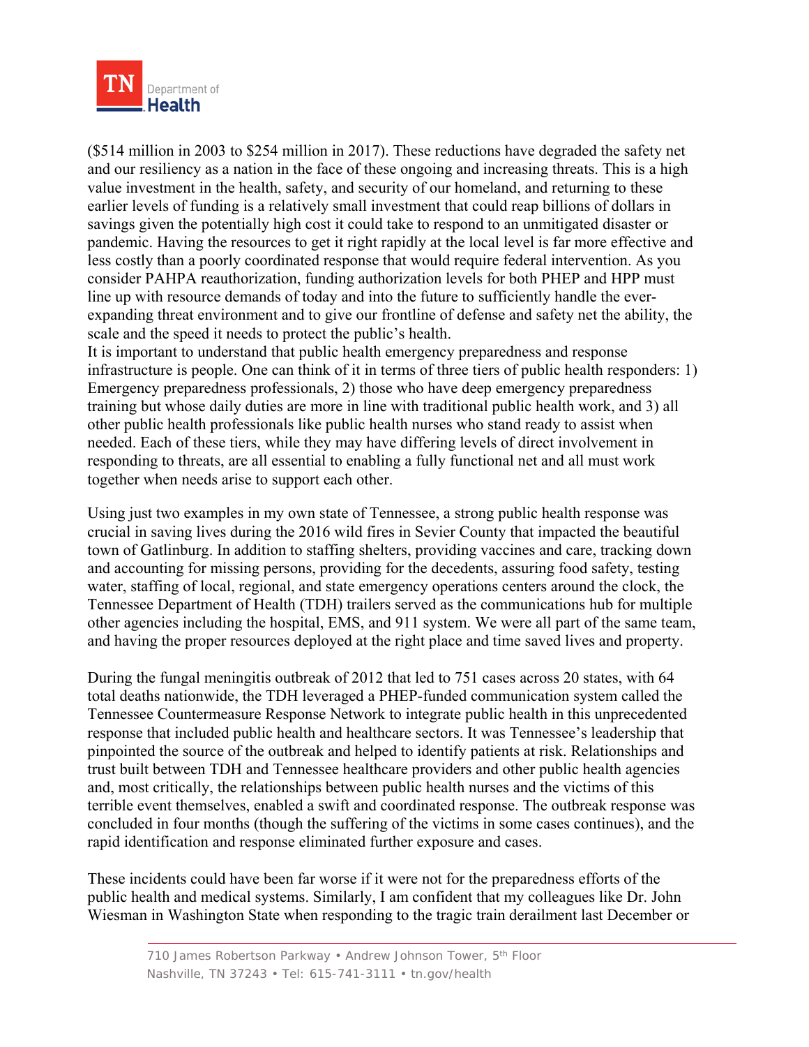($514 million in 2003 to $254 million in 2017). These reductions have degraded the safety net and our resiliency as a nation in the face of these ongoing and increasing threats. This is a high value investment in the health, safety, and security of our homeland, and returning to these earlier levels of funding is a relatively small investment that could reap billions of dollars in savings given the potentially high cost it could take to respond to an unmitigated disaster or pandemic. Having the resources to get it right rapidly at the local level is far more effective and less costly than a poorly coordinated response that would require federal intervention. As you consider PAHPA reauthorization, funding authorization levels for both PHEP and HPP must line up with resource demands of today and into the future to sufficiently handle the ever-expanding threat environment and to give our frontline of defense and safety net the ability, the scale and the speed it needs to protect the public's health.

It is important to understand that public health emergency preparedness and response infrastructure is people. One can think of it in terms of three tiers of public health responders: 1) Emergency preparedness professionals, 2) those who have deep emergency preparedness training but whose daily duties are more in line with traditional public health work, and 3) all other public health professionals like public health nurses who stand ready to assist when needed. Each of these tiers, while they may have differing levels of direct involvement in responding to threats, are all essential to enabling a fully functional net and all must work together when needs arise to support each other.

Using just two examples in my own state of Tennessee, a strong public health response was crucial in saving lives during the 2016 wild fires in Sevier County that impacted the beautiful town of Gatlinburg. In addition to staffing shelters, providing vaccines and care, tracking down and accounting for missing persons, providing for the decedents, assuring food safety, testing water, staffing of local, regional, and state emergency operations centers around the clock, the Tennessee Department of Health (TDH) trailers served as the communications hub for multiple other agencies including the hospital, EMS, and 911 system. We were all part of the same team, and having the proper resources deployed at the right place and time saved lives and property.

During the fungal meningitis outbreak of 2012 that led to 751 cases across 20 states, with 64 total deaths nationwide, the TDH leveraged a PHEP-funded communication system called the Tennessee Countermeasure Response Network to integrate public health in this unprecedented response that included public health and healthcare sectors. It was Tennessee's leadership that pinpointed the source of the outbreak and helped to identify patients at risk. Relationships and trust built between TDH and Tennessee healthcare providers and other public health agencies and, most critically, the relationships between public health nurses and the victims of this terrible event themselves, enabled a swift and coordinated response. The outbreak response was concluded in four months (though the suffering of the victims in some cases continues), and the rapid identification and response eliminated further exposure and cases.

These incidents could have been far worse if it were not for the preparedness efforts of the public health and medical systems. Similarly, I am confident that my colleagues like Dr. John Wiesman in Washington State when responding to the tragic train derailment last December or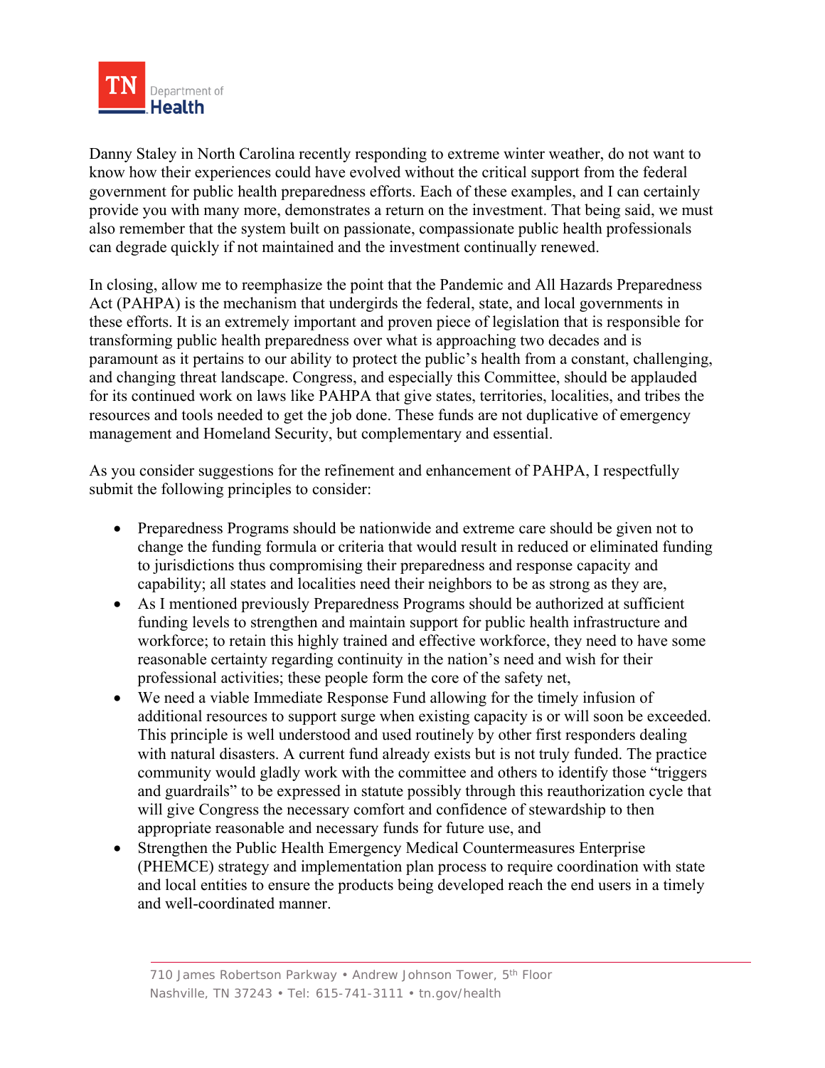Danny Staley in North Carolina recently responding to extreme winter weather, do not want to know how their experiences could have evolved without the critical support from the federal government for public health preparedness efforts. Each of these examples, and I can certainly provide you with many more, demonstrates a return on the investment. That being said, we must also remember that the system built on passionate, compassionate public health professionals can degrade quickly if not maintained and the investment continually renewed.

In closing, allow me to reemphasize the point that the Pandemic and All Hazards Preparedness Act (PAHPA) is the mechanism that undergirds the federal, state, and local governments in these efforts. It is an extremely important and proven piece of legislation that is responsible for transforming public health preparedness over what is approaching two decades and is paramount as it pertains to our ability to protect the public's health from a constant, challenging, and changing threat landscape. Congress, and especially this Committee, should be applauded for its continued work on laws like PAHPA that give states, territories, localities, and tribes the resources and tools needed to get the job done. These funds are not duplicative of emergency management and Homeland Security, but complementary and essential.

As you consider suggestions for the refinement and enhancement of PAHPA, I respectfully submit the following principles to consider:

- Preparedness Programs should be nationwide and extreme care should be given not to change the funding formula or criteria that would result in reduced or eliminated funding to jurisdictions thus compromising their preparedness and response capacity and capability; all states and localities need their neighbors to be as strong as they are,
- As I mentioned previously Preparedness Programs should be authorized at sufficient funding levels to strengthen and maintain support for public health infrastructure and workforce; to retain this highly trained and effective workforce, they need to have some reasonable certainty regarding continuity in the nation's need and wish for their professional activities; these people form the core of the safety net,
- We need a viable Immediate Response Fund allowing for the timely infusion of additional resources to support surge when existing capacity is or will soon be exceeded. This principle is well understood and used routinely by other first responders dealing with natural disasters. A current fund already exists but is not truly funded. The practice community would gladly work with the committee and others to identify those "triggers and guardrails" to be expressed in statute possibly through this reauthorization cycle that will give Congress the necessary comfort and confidence of stewardship to then appropriate reasonable and necessary funds for future use, and
- Strengthen the Public Health Emergency Medical Countermeasures Enterprise (PHEMCE) strategy and implementation plan process to require coordination with state and local entities to ensure the products being developed reach the end users in a timely and well-coordinated manner.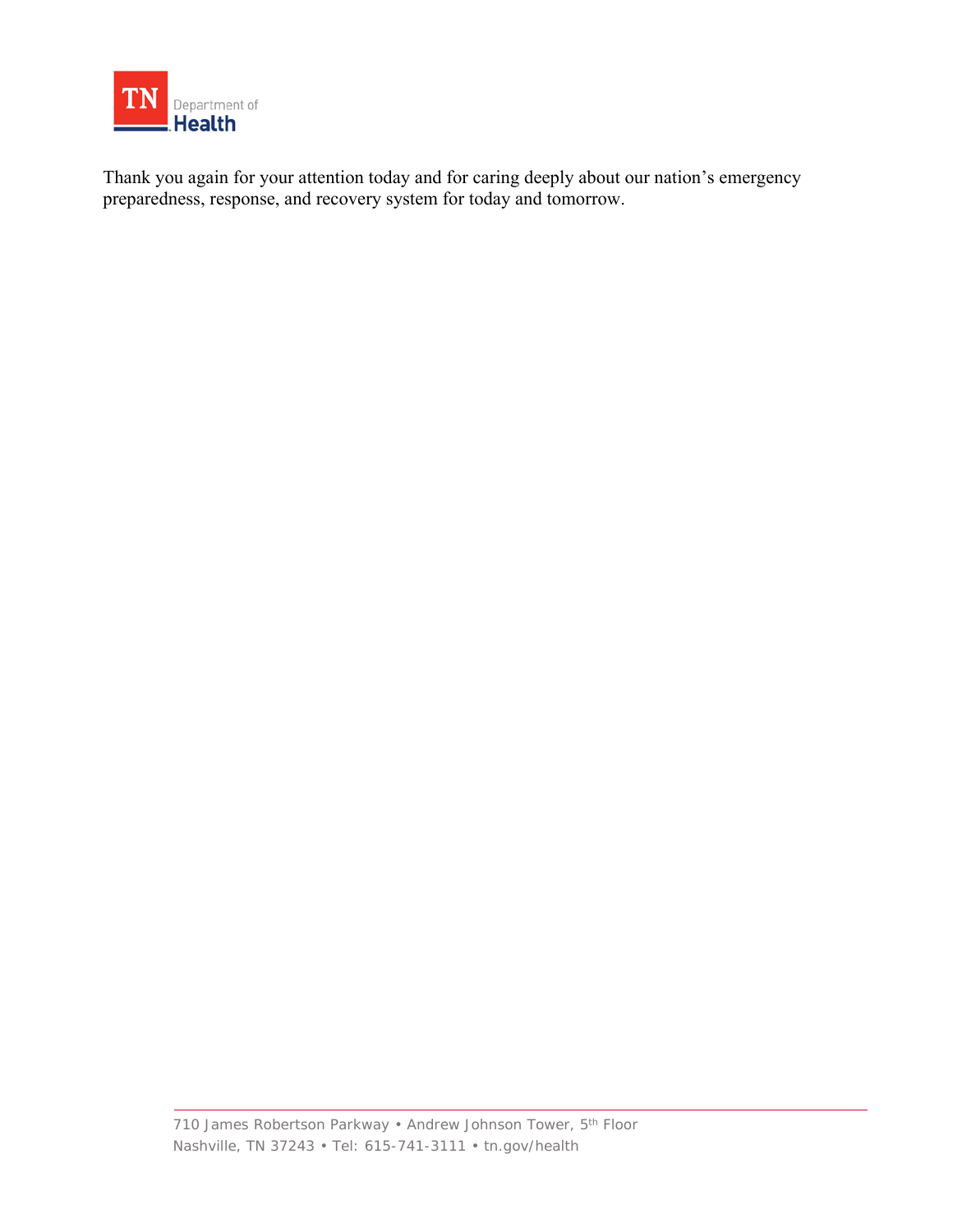Thank you again for your attention today and for caring deeply about our nation's emergency preparedness, response, and recovery system for today and tomorrow.